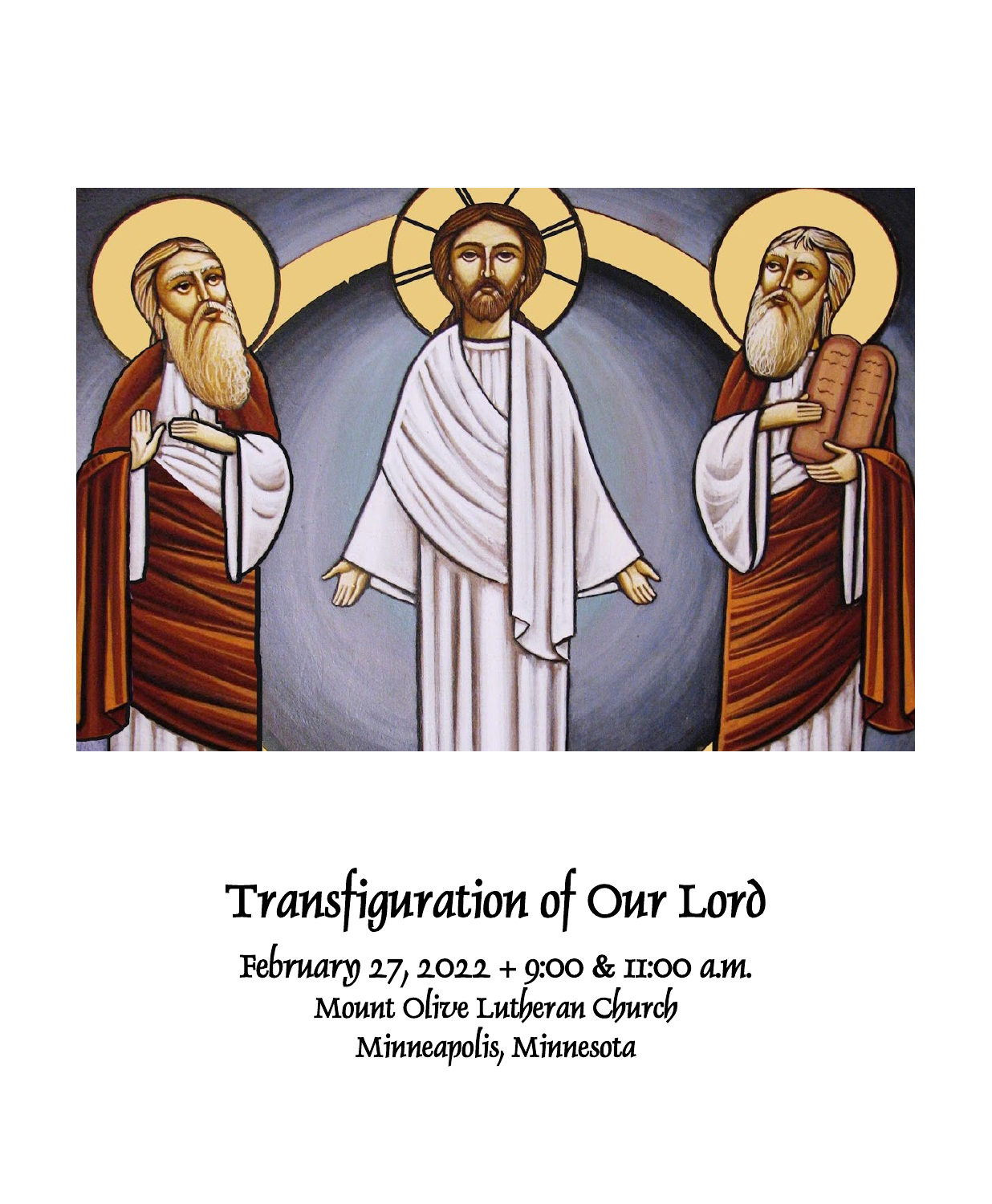# Transfiguration of Our Lord

February 27, 2022 + 9:00 & 11:00 a.m.

Mount Olive Lutheran Church

Minneapolis, Minnesota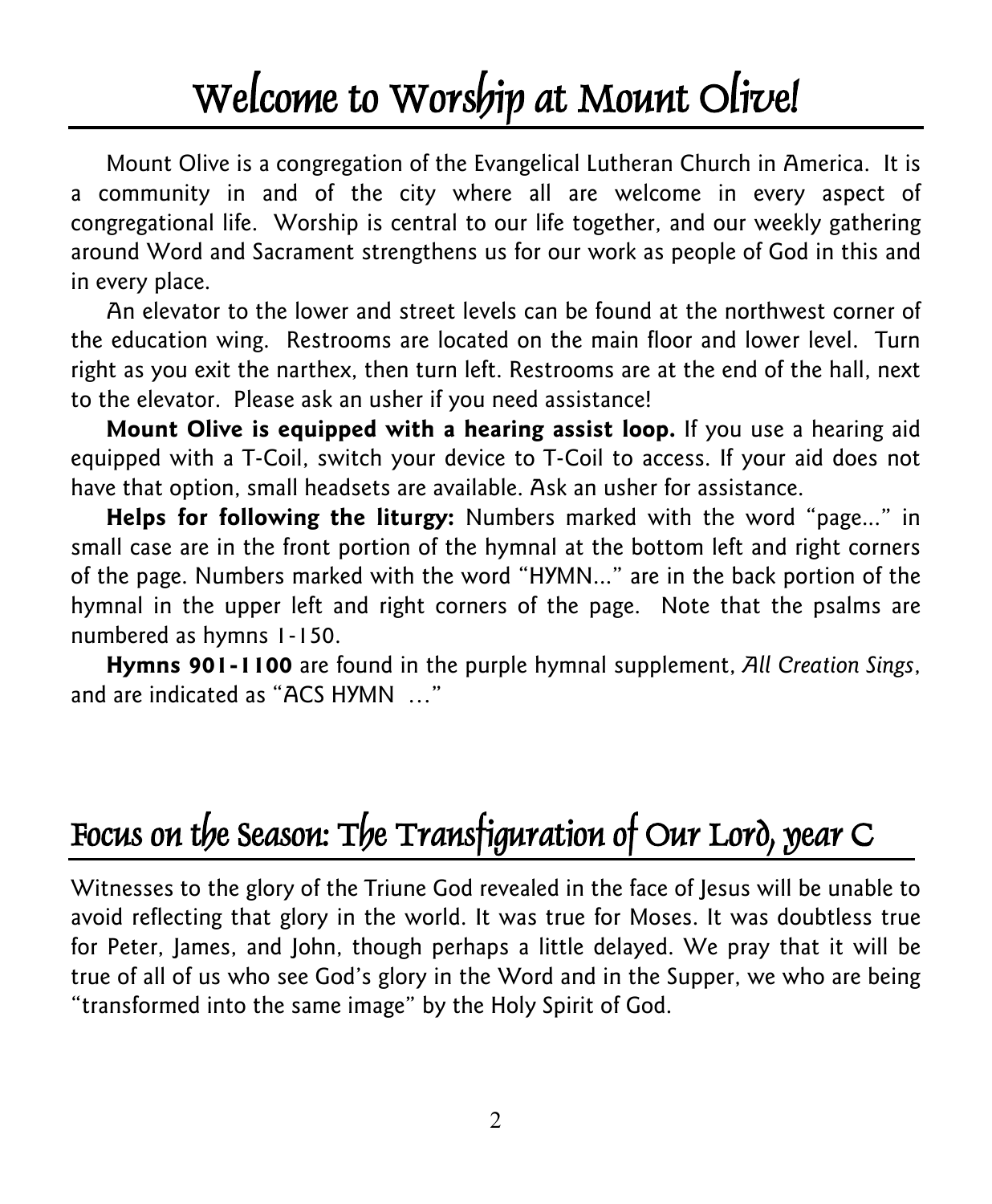# Welcome to Worship at Mount Olive!

Mount Olive is a congregation of the Evangelical Lutheran Church in America. It is a community in and of the city where all are welcome in every aspect of congregational life. Worship is central to our life together, and our weekly gathering around Word and Sacrament strengthens us for our work as people of God in this and in every place.

An elevator to the lower and street levels can be found at the northwest corner of the education wing. Restrooms are located on the main floor and lower level. Turn right as you exit the narthex, then turn left. Restrooms are at the end of the hall, next to the elevator. Please ask an usher if you need assistance!

**Mount Olive is equipped with a hearing assist loop.** If you use a hearing aid equipped with a T-Coil, switch your device to T-Coil to access. If your aid does not have that option, small headsets are available. Ask an usher for assistance.

**Helps for following the liturgy:** Numbers marked with the word "page..." in small case are in the front portion of the hymnal at the bottom left and right corners of the page. Numbers marked with the word "HYMN..." are in the back portion of the hymnal in the upper left and right corners of the page. Note that the psalms are numbered as hymns 1-150.

**Hymns 901-1100** are found in the purple hymnal supplement, *All Creation Sings*, and are indicated as "ACS HYMN …"

# Focus on the Season: The Transfiguration of Our Lord, year C

Witnesses to the glory of the Triune God revealed in the face of Jesus will be unable to avoid reflecting that glory in the world. It was true for Moses. It was doubtless true for Peter, James, and John, though perhaps a little delayed. We pray that it will be true of all of us who see God's glory in the Word and in the Supper, we who are being "transformed into the same image" by the Holy Spirit of God.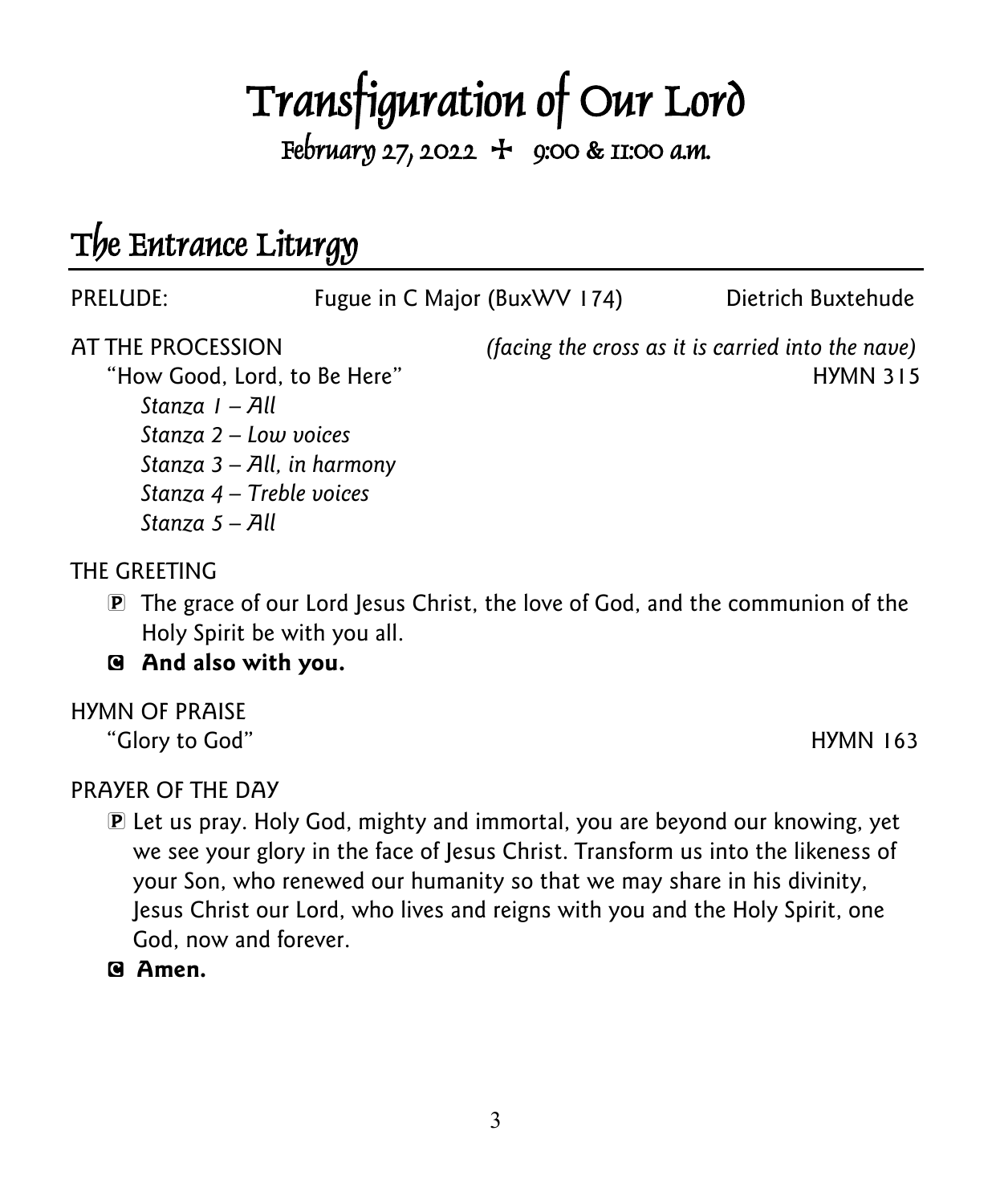# Transfiguration of Our Lord

February 27, 2022 ✣ 9:00 & 11:00 a.m.

## The Entrance Liturgy

PRELUDE: Fugue in C Major (BuxWV 174) Dietrich Buxtehude

AT THE PROCESSION *(facing the cross as it is carried into the nave)*

"How Good, Lord, to Be Here" HYMN 315

*Stanza 1 – All*
*Stanza 2 – Low voices*
*Stanza 3 – All, in harmony*
*Stanza 4 – Treble voices*
*Stanza 5 – All*

THE GREETING

Ⓟ The grace of our Lord Jesus Christ, the love of God, and the communion of the Holy Spirit be with you all.

**Ⓒ And also with you.**

HYMN OF PRAISE

"Glory to God" HYMN 163

PRAYER OF THE DAY

Ⓟ Let us pray. Holy God, mighty and immortal, you are beyond our knowing, yet we see your glory in the face of Jesus Christ. Transform us into the likeness of your Son, who renewed our humanity so that we may share in his divinity, Jesus Christ our Lord, who lives and reigns with you and the Holy Spirit, one God, now and forever.

**Ⓒ Amen.**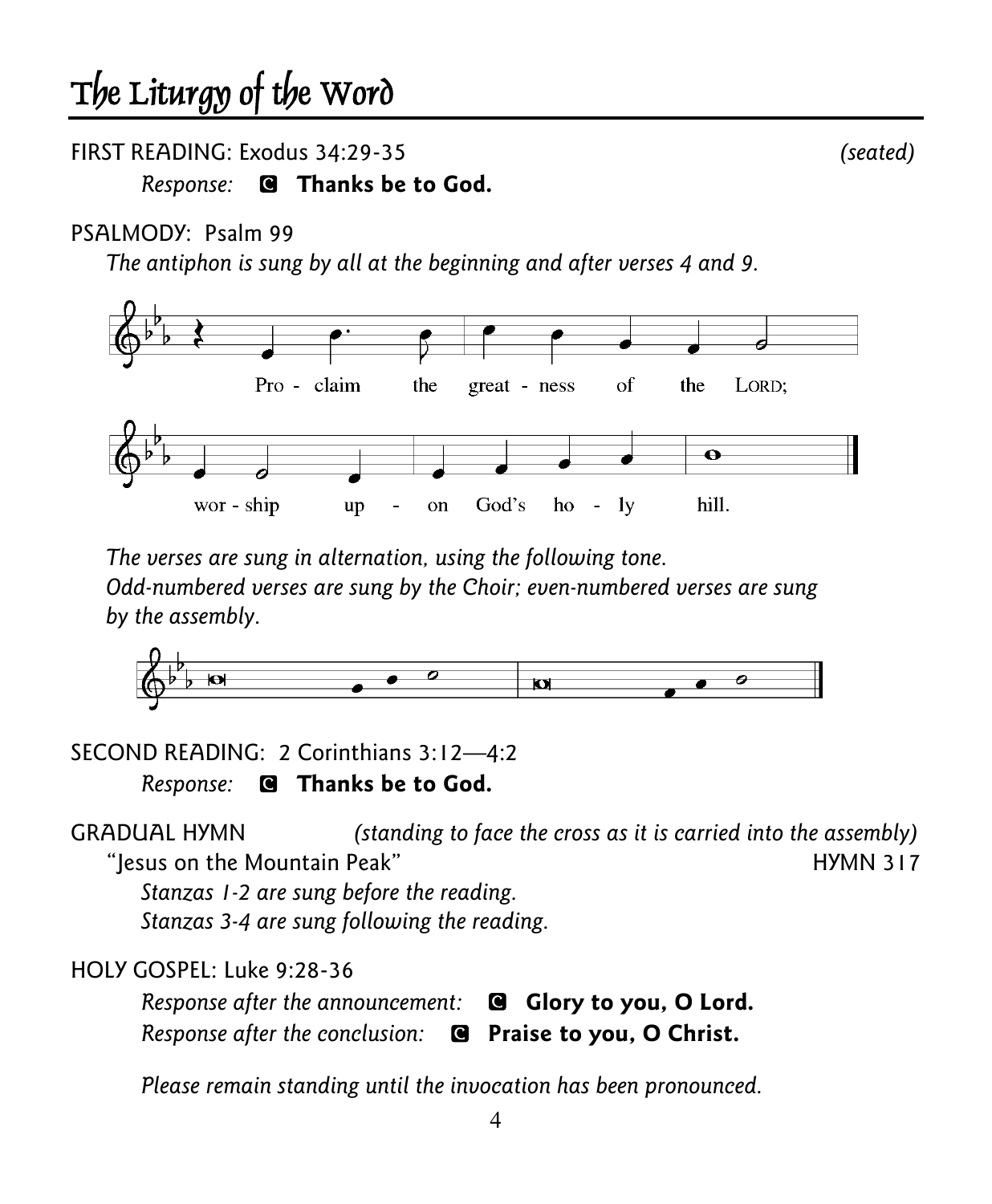# The Liturgy of the Word

FIRST READING: Exodus 34:29-35 *(seated)*

*Response:* **C Thanks be to God.**

PSALMODY: Psalm 99

*The antiphon is sung by all at the beginning and after verses 4 and 9.*

Pro - claim the great - ness of the LORD;

wor - ship up - on God's ho - ly hill.

*The verses are sung in alternation, using the following tone.*
*Odd-numbered verses are sung by the Choir; even-numbered verses are sung by the assembly.*

SECOND READING: 2 Corinthians 3:12—4:2

*Response:* **C Thanks be to God.**

GRADUAL HYMN *(standing to face the cross as it is carried into the assembly)*

"Jesus on the Mountain Peak" HYMN 317

*Stanzas 1-2 are sung before the reading.*
*Stanzas 3-4 are sung following the reading.*

HOLY GOSPEL: Luke 9:28-36

*Response after the announcement:* **C Glory to you, O Lord.**
*Response after the conclusion:* **C Praise to you, O Christ.**

*Please remain standing until the invocation has been pronounced.*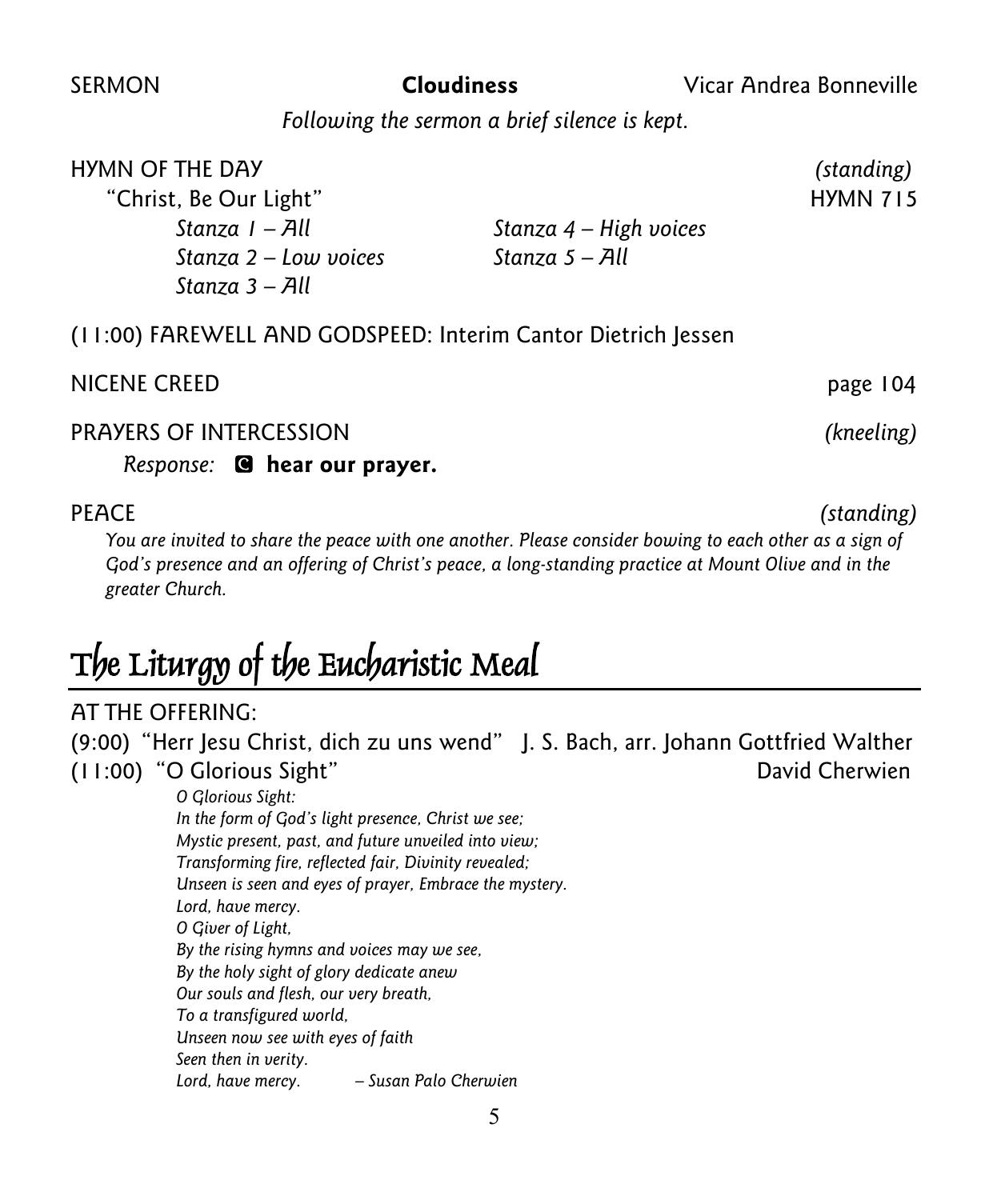SERMON **Cloudiness** Vicar Andrea Bonneville

*Following the sermon a brief silence is kept.*

HYMN OF THE DAY *(standing)*

"Christ, Be Our Light" HYMN 715

*Stanza 1 – All*
*Stanza 2 – Low voices*
*Stanza 3 – All*
*Stanza 4 – High voices*
*Stanza 5 – All*

(11:00) FAREWELL AND GODSPEED: Interim Cantor Dietrich Jessen

NICENE CREED page 104

PRAYERS OF INTERCESSION *(kneeling)*

*Response:* **C** **hear our prayer.**

PEACE *(standing)*

*You are invited to share the peace with one another. Please consider bowing to each other as a sign of God's presence and an offering of Christ's peace, a long-standing practice at Mount Olive and in the greater Church.*

# The Liturgy of the Eucharistic Meal

AT THE OFFERING:

(9:00) "Herr Jesu Christ, dich zu uns wend" J. S. Bach, arr. Johann Gottfried Walther

(11:00) "O Glorious Sight" David Cherwien

*O Glorious Sight:*
*In the form of God's light presence, Christ we see;*
*Mystic present, past, and future unveiled into view;*
*Transforming fire, reflected fair, Divinity revealed;*
*Unseen is seen and eyes of prayer, Embrace the mystery.*
*Lord, have mercy.*
*O Giver of Light,*
*By the rising hymns and voices may we see,*
*By the holy sight of glory dedicate anew*
*Our souls and flesh, our very breath,*
*To a transfigured world,*
*Unseen now see with eyes of faith*
*Seen then in verity.*
*Lord, have mercy.* *– Susan Palo Cherwien*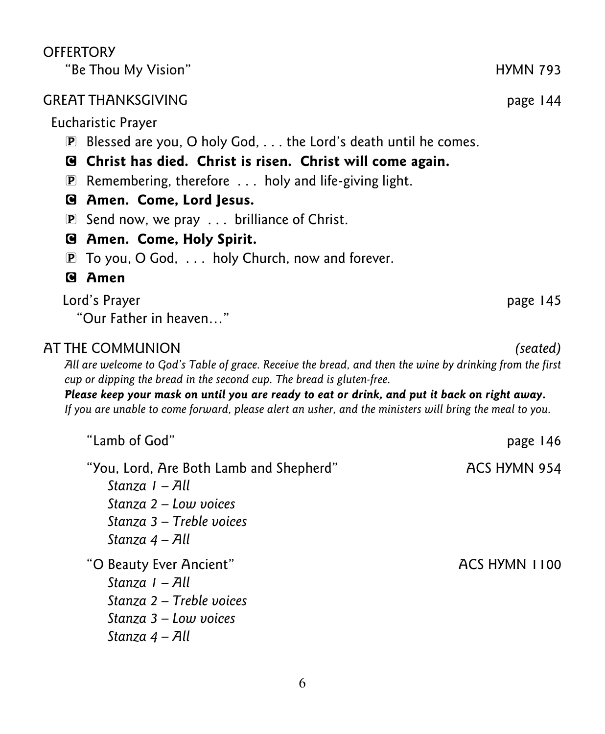OFFERTORY

"Be Thou My Vision" HYMN 793

GREAT THANKSGIVING page 144

Eucharistic Prayer

P Blessed are you, O holy God, . . . the Lord's death until he comes.

**C Christ has died. Christ is risen. Christ will come again.**

P Remembering, therefore . . . holy and life-giving light.

**C Amen. Come, Lord Jesus.**

P Send now, we pray . . . brilliance of Christ.

**C Amen. Come, Holy Spirit.**

P To you, O God, . . . holy Church, now and forever.

**C Amen**

Lord's Prayer page 145

"Our Father in heaven…"

AT THE COMMUNION *(seated)*

*All are welcome to God's Table of grace. Receive the bread, and then the wine by drinking from the first cup or dipping the bread in the second cup. The bread is gluten-free.*

***Please keep your mask on until you are ready to eat or drink, and put it back on right away.***

*If you are unable to come forward, please alert an usher, and the ministers will bring the meal to you.*

"Lamb of God" page 146

"You, Lord, Are Both Lamb and Shepherd" ACS HYMN 954

*Stanza 1 – All*
*Stanza 2 – Low voices*
*Stanza 3 – Treble voices*
*Stanza 4 – All*

"O Beauty Ever Ancient" ACS HYMN 1100

*Stanza 1 – All*
*Stanza 2 – Treble voices*
*Stanza 3 – Low voices*
*Stanza 4 – All*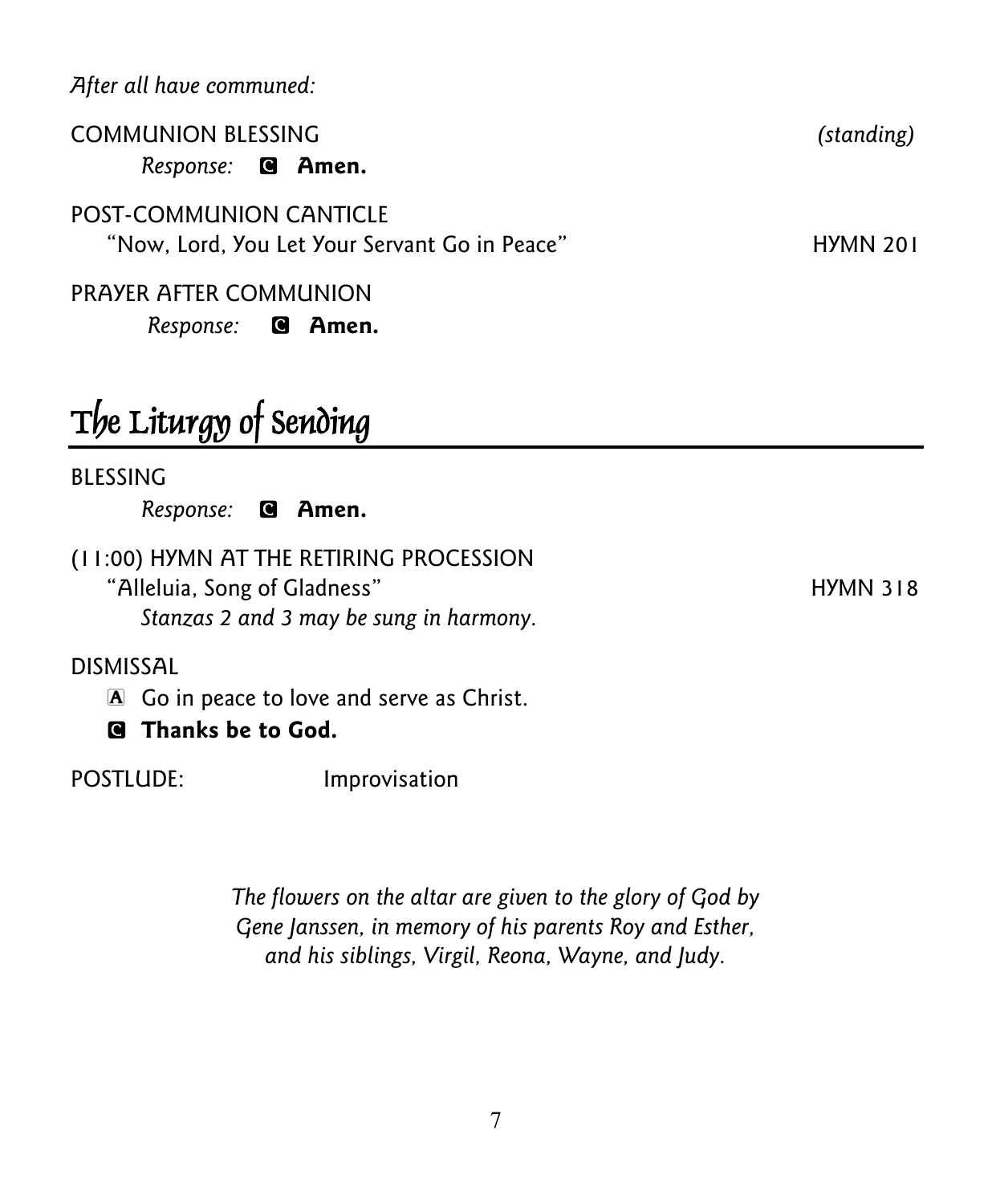*After all have communed:*

COMMUNION BLESSING *(standing)*

*Response:* **C Amen.**

POST-COMMUNION CANTICLE

"Now, Lord, You Let Your Servant Go in Peace" HYMN 201

PRAYER AFTER COMMUNION

*Response:* **C Amen.**

## The Liturgy of Sending

BLESSING

*Response:* **C Amen.**

(11:00) HYMN AT THE RETIRING PROCESSION

"Alleluia, Song of Gladness" HYMN 318

*Stanzas 2 and 3 may be sung in harmony.*

DISMISSAL

A Go in peace to love and serve as Christ.

**C Thanks be to God.**

POSTLUDE: Improvisation

*The flowers on the altar are given to the glory of God by Gene Janssen, in memory of his parents Roy and Esther, and his siblings, Virgil, Reona, Wayne, and Judy.*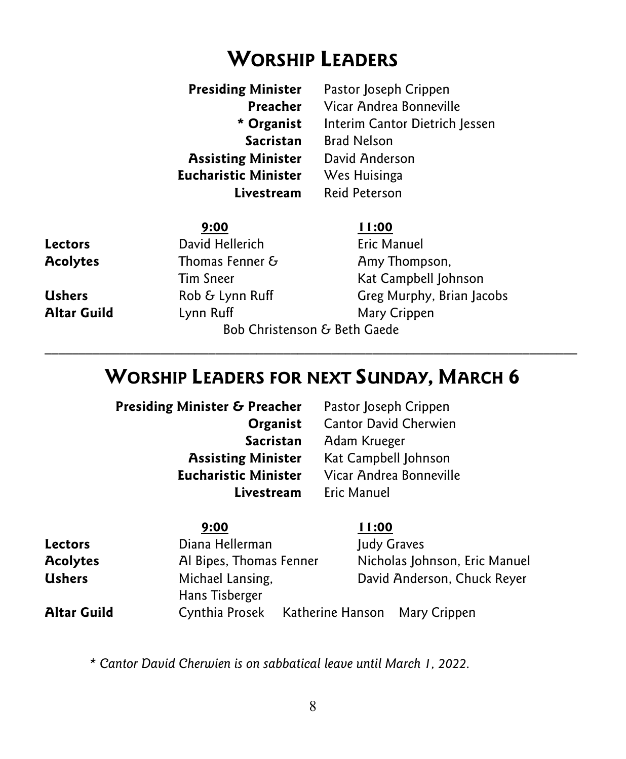# Worship Leaders

| | |
|---|---|
| **Presiding Minister** | Pastor Joseph Crippen |
| **Preacher** | Vicar Andrea Bonneville |
| **\* Organist** | Interim Cantor Dietrich Jessen |
| **Sacristan** | Brad Nelson |
| **Assisting Minister** | David Anderson |
| **Eucharistic Minister** | Wes Huisinga |
| **Livestream** | Reid Peterson |

| | 9:00 | 11:00 |
|---|---|---|
| **Lectors** | David Hellerich | Eric Manuel |
| **Acolytes** | Thomas Fenner & Tim Sneer | Amy Thompson, Kat Campbell Johnson |
| **Ushers** | Rob & Lynn Ruff | Greg Murphy, Brian Jacobs |
| **Altar Guild** | Lynn Ruff | Mary Crippen |

Bob Christenson & Beth Gaede

---

# Worship Leaders for next Sunday, March 6

| | |
|---|---|
| **Presiding Minister & Preacher** | Pastor Joseph Crippen |
| **Organist** | Cantor David Cherwien |
| **Sacristan** | Adam Krueger |
| **Assisting Minister** | Kat Campbell Johnson |
| **Eucharistic Minister** | Vicar Andrea Bonneville |
| **Livestream** | Eric Manuel |

| | 9:00 | 11:00 |
|---|---|---|
| **Lectors** | Diana Hellerman | Judy Graves |
| **Acolytes** | Al Bipes, Thomas Fenner | Nicholas Johnson, Eric Manuel |
| **Ushers** | Michael Lansing, Hans Tisberger | David Anderson, Chuck Reyer |
| **Altar Guild** | Cynthia Prosek Katherine Hanson | Mary Crippen |

*\* Cantor David Cherwien is on sabbatical leave until March 1, 2022.*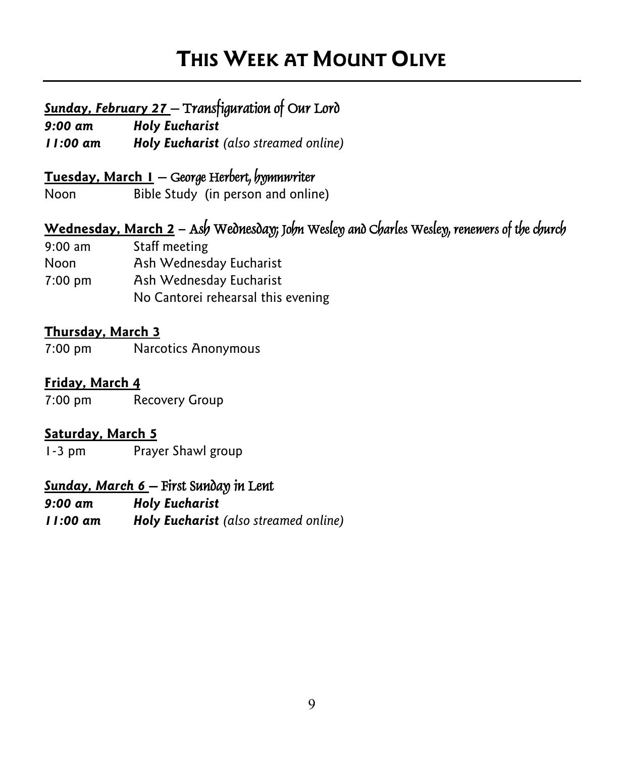# This Week at Mount Olive

***Sunday, February 27*** – Transfiguration of Our Lord

***9:00 am*** ***Holy Eucharist***

***11:00 am*** ***Holy Eucharist*** *(also streamed online)*

**Tuesday, March 1** – George Herbert, hymnwriter

Noon Bible Study (in person and online)

**Wednesday, March 2** – Ash Wednesday; John Wesley and Charles Wesley, renewers of the church

9:00 am Staff meeting

Noon Ash Wednesday Eucharist

7:00 pm Ash Wednesday Eucharist

No Cantorei rehearsal this evening

**Thursday, March 3**

7:00 pm Narcotics Anonymous

**Friday, March 4**

7:00 pm Recovery Group

**Saturday, March 5**

1-3 pm Prayer Shawl group

***Sunday, March 6*** – First Sunday in Lent

***9:00 am*** ***Holy Eucharist***

***11:00 am*** ***Holy Eucharist*** *(also streamed online)*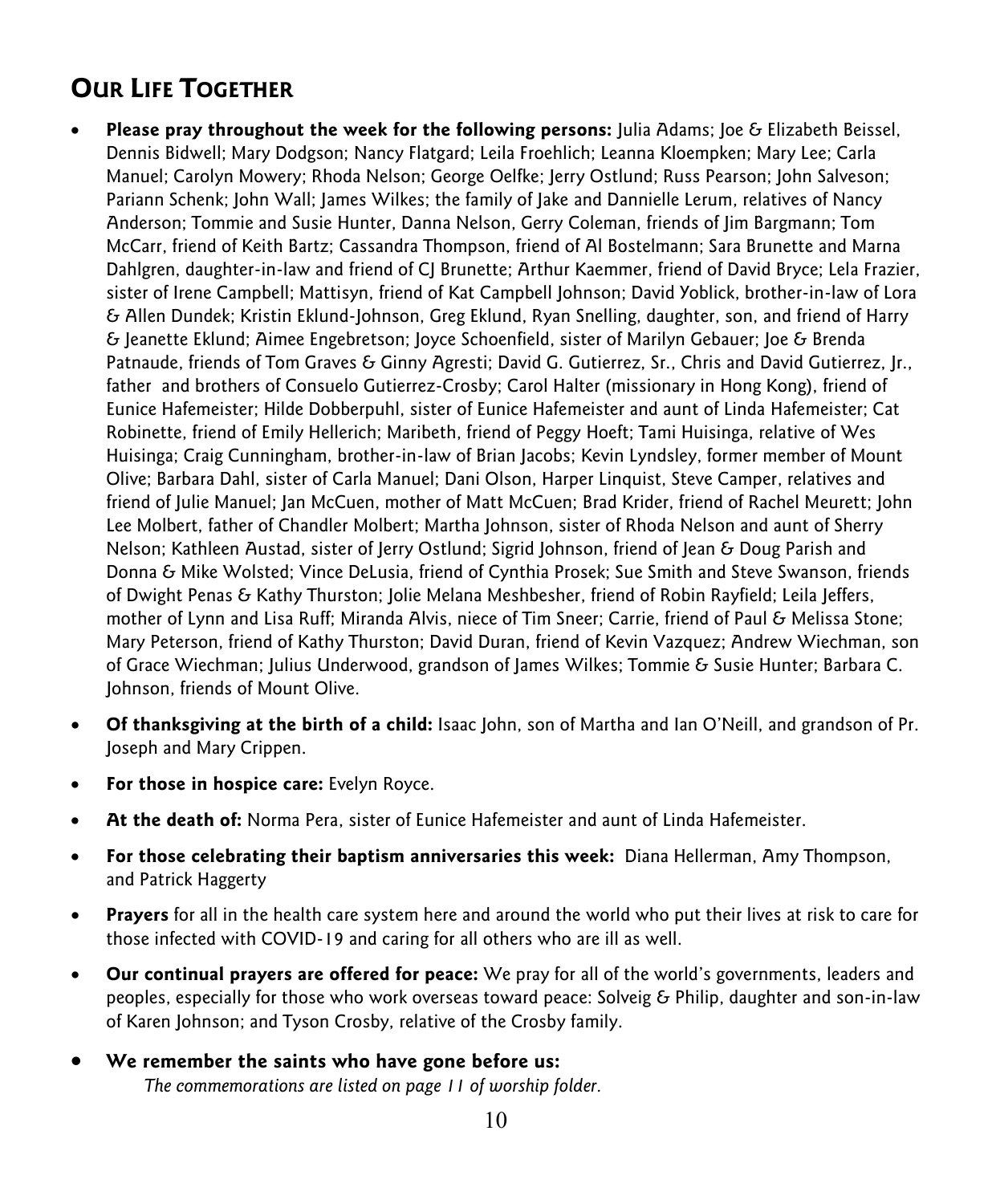## Our Life Together

- **Please pray throughout the week for the following persons:** Julia Adams; Joe & Elizabeth Beissel, Dennis Bidwell; Mary Dodgson; Nancy Flatgard; Leila Froehlich; Leanna Kloempken; Mary Lee; Carla Manuel; Carolyn Mowery; Rhoda Nelson; George Oelfke; Jerry Ostlund; Russ Pearson; John Salveson; Pariann Schenk; John Wall; James Wilkes; the family of Jake and Dannielle Lerum, relatives of Nancy Anderson; Tommie and Susie Hunter, Danna Nelson, Gerry Coleman, friends of Jim Bargmann; Tom McCarr, friend of Keith Bartz; Cassandra Thompson, friend of Al Bostelmann; Sara Brunette and Marna Dahlgren, daughter-in-law and friend of CJ Brunette; Arthur Kaemmer, friend of David Bryce; Lela Frazier, sister of Irene Campbell; Mattisyn, friend of Kat Campbell Johnson; David Yoblick, brother-in-law of Lora & Allen Dundek; Kristin Eklund-Johnson, Greg Eklund, Ryan Snelling, daughter, son, and friend of Harry & Jeanette Eklund; Aimee Engebretson; Joyce Schoenfield, sister of Marilyn Gebauer; Joe & Brenda Patnaude, friends of Tom Graves & Ginny Agresti; David G. Gutierrez, Sr., Chris and David Gutierrez, Jr., father and brothers of Consuelo Gutierrez-Crosby; Carol Halter (missionary in Hong Kong), friend of Eunice Hafemeister; Hilde Dobberpuhl, sister of Eunice Hafemeister and aunt of Linda Hafemeister; Cat Robinette, friend of Emily Hellerich; Maribeth, friend of Peggy Hoeft; Tami Huisinga, relative of Wes Huisinga; Craig Cunningham, brother-in-law of Brian Jacobs; Kevin Lyndsley, former member of Mount Olive; Barbara Dahl, sister of Carla Manuel; Dani Olson, Harper Linquist, Steve Camper, relatives and friend of Julie Manuel; Jan McCuen, mother of Matt McCuen; Brad Krider, friend of Rachel Meurett; John Lee Molbert, father of Chandler Molbert; Martha Johnson, sister of Rhoda Nelson and aunt of Sherry Nelson; Kathleen Austad, sister of Jerry Ostlund; Sigrid Johnson, friend of Jean & Doug Parish and Donna & Mike Wolsted; Vince DeLusia, friend of Cynthia Prosek; Sue Smith and Steve Swanson, friends of Dwight Penas & Kathy Thurston; Jolie Melana Meshbesher, friend of Robin Rayfield; Leila Jeffers, mother of Lynn and Lisa Ruff; Miranda Alvis, niece of Tim Sneer; Carrie, friend of Paul & Melissa Stone; Mary Peterson, friend of Kathy Thurston; David Duran, friend of Kevin Vazquez; Andrew Wiechman, son of Grace Wiechman; Julius Underwood, grandson of James Wilkes; Tommie & Susie Hunter; Barbara C. Johnson, friends of Mount Olive.
- **Of thanksgiving at the birth of a child:** Isaac John, son of Martha and Ian O'Neill, and grandson of Pr. Joseph and Mary Crippen.
- **For those in hospice care:** Evelyn Royce.
- **At the death of:** Norma Pera, sister of Eunice Hafemeister and aunt of Linda Hafemeister.
- **For those celebrating their baptism anniversaries this week:** Diana Hellerman, Amy Thompson, and Patrick Haggerty
- **Prayers** for all in the health care system here and around the world who put their lives at risk to care for those infected with COVID-19 and caring for all others who are ill as well.
- **Our continual prayers are offered for peace:** We pray for all of the world's governments, leaders and peoples, especially for those who work overseas toward peace: Solveig & Philip, daughter and son-in-law of Karen Johnson; and Tyson Crosby, relative of the Crosby family.
- **We remember the saints who have gone before us:**
  *The commemorations are listed on page 11 of worship folder.*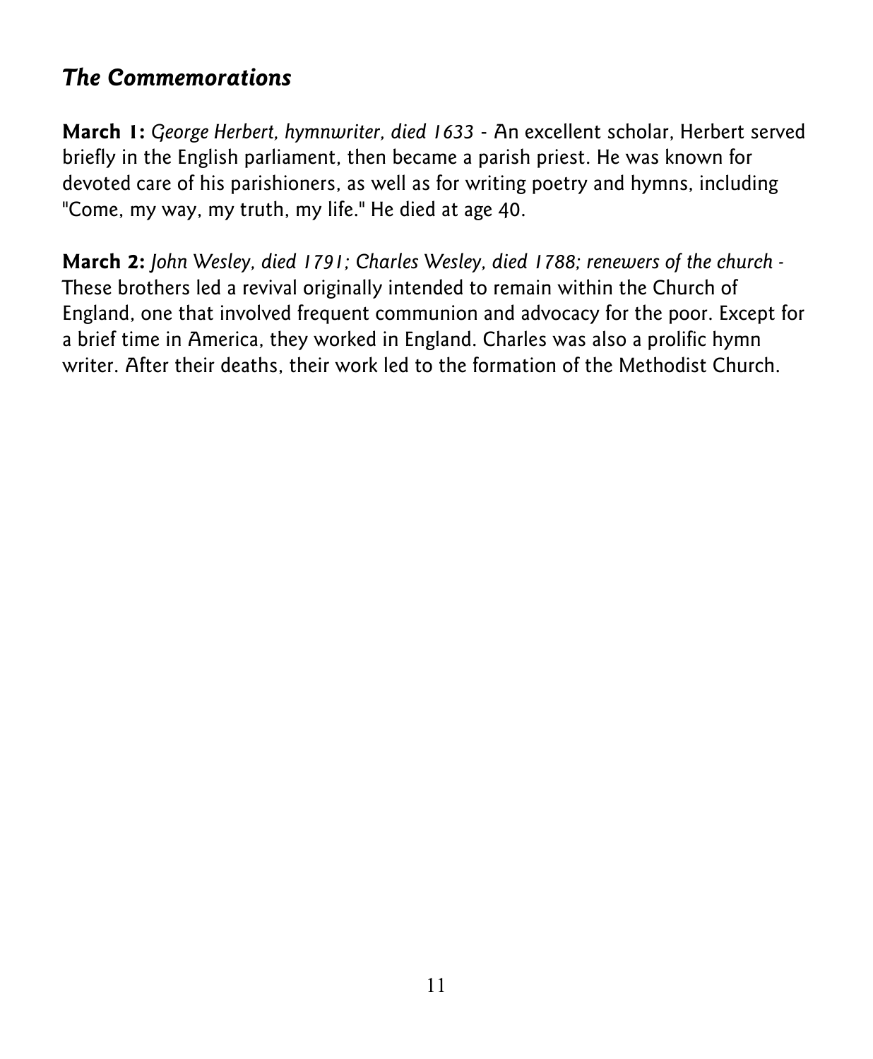## *The Commemorations*

**March 1:** *George Herbert, hymnwriter, died 1633* - An excellent scholar, Herbert served briefly in the English parliament, then became a parish priest. He was known for devoted care of his parishioners, as well as for writing poetry and hymns, including "Come, my way, my truth, my life." He died at age 40.

**March 2:** *John Wesley, died 1791; Charles Wesley, died 1788; renewers of the church* - These brothers led a revival originally intended to remain within the Church of England, one that involved frequent communion and advocacy for the poor. Except for a brief time in America, they worked in England. Charles was also a prolific hymn writer. After their deaths, their work led to the formation of the Methodist Church.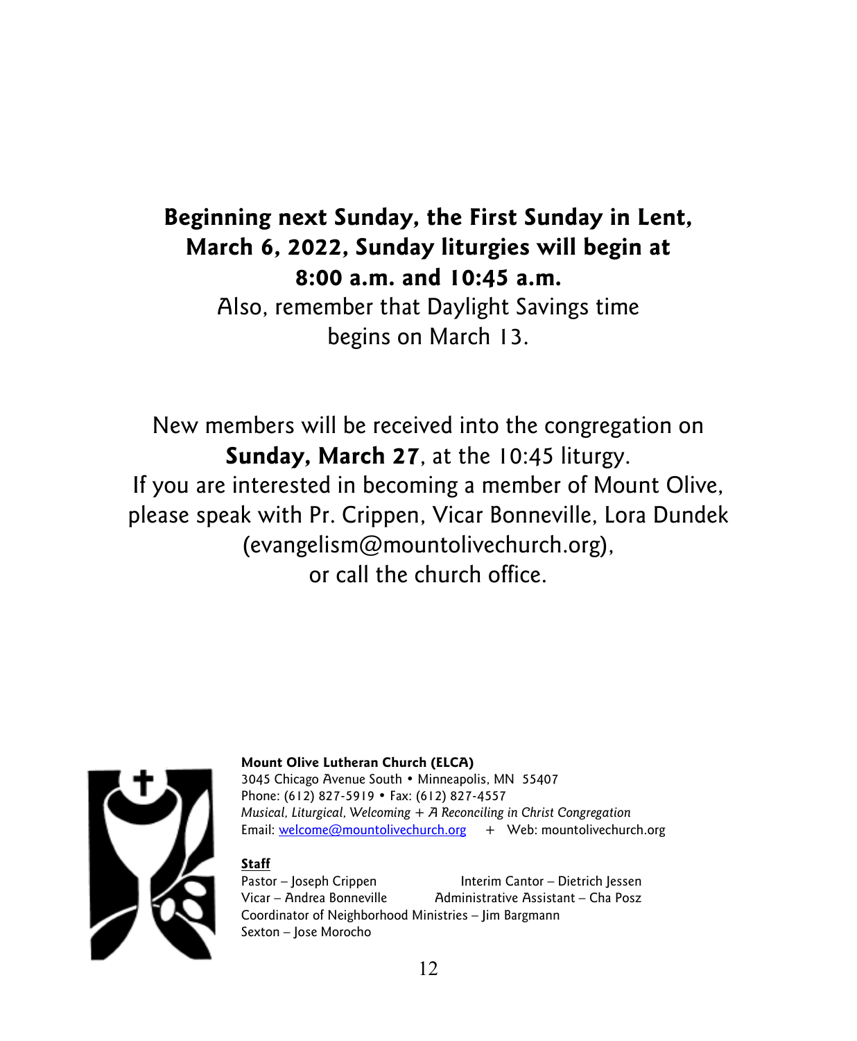**Beginning next Sunday, the First Sunday in Lent, March 6, 2022, Sunday liturgies will begin at 8:00 a.m. and 10:45 a.m.**

Also, remember that Daylight Savings time begins on March 13.

New members will be received into the congregation on **Sunday, March 27**, at the 10:45 liturgy. If you are interested in becoming a member of Mount Olive, please speak with Pr. Crippen, Vicar Bonneville, Lora Dundek (evangelism@mountolivechurch.org), or call the church office.

**Mount Olive Lutheran Church (ELCA)**
3045 Chicago Avenue South • Minneapolis, MN 55407
Phone: (612) 827-5919 • Fax: (612) 827-4557
*Musical, Liturgical, Welcoming + A Reconciling in Christ Congregation*
Email: welcome@mountolivechurch.org + Web: mountolivechurch.org

**Staff**

Pastor – Joseph Crippen
Interim Cantor – Dietrich Jessen
Vicar – Andrea Bonneville
Administrative Assistant – Cha Posz
Coordinator of Neighborhood Ministries – Jim Bargmann
Sexton – Jose Morocho